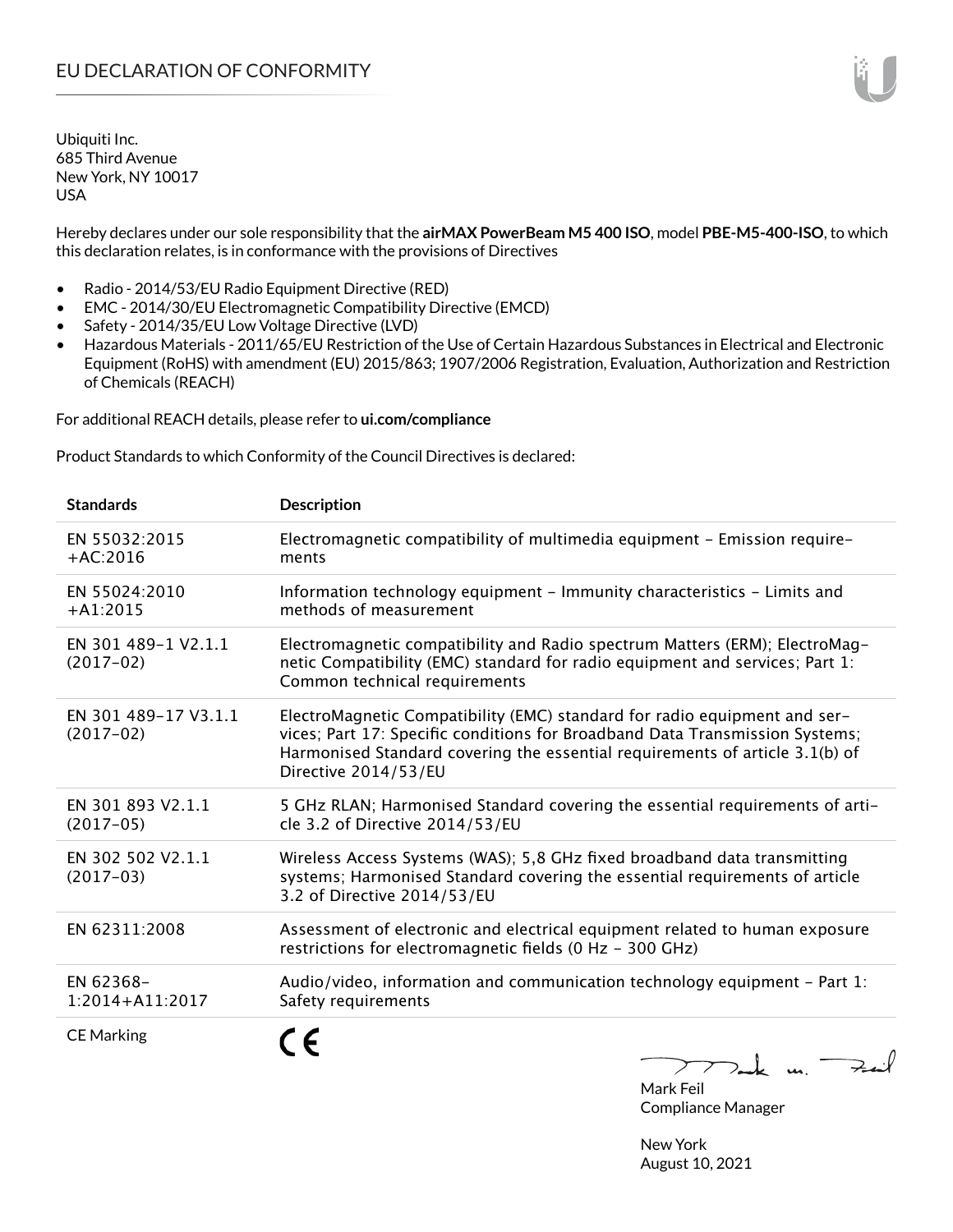# EU DECLARATION OF CONFORMITY

Ubiquiti Inc.
685 Third Avenue
New York, NY 10017
USA

Hereby declares under our sole responsibility that the **airMAX PowerBeam M5 400 ISO**, model **PBE-M5-400-ISO**, to which this declaration relates, is in conformance with the provisions of Directives

- Radio - 2014/53/EU Radio Equipment Directive (RED)
- EMC - 2014/30/EU Electromagnetic Compatibility Directive (EMCD)
- Safety - 2014/35/EU Low Voltage Directive (LVD)
- Hazardous Materials - 2011/65/EU Restriction of the Use of Certain Hazardous Substances in Electrical and Electronic Equipment (RoHS) with amendment (EU) 2015/863; 1907/2006 Registration, Evaluation, Authorization and Restriction of Chemicals (REACH)

For additional REACH details, please refer to **ui.com/compliance**

Product Standards to which Conformity of the Council Directives is declared:

| Standards | Description |
|---|---|
| EN 55032:2015 +AC:2016 | Electromagnetic compatibility of multimedia equipment – Emission requirements |
| EN 55024:2010 +A1:2015 | Information technology equipment – Immunity characteristics – Limits and methods of measurement |
| EN 301 489-1 V2.1.1 (2017-02) | Electromagnetic compatibility and Radio spectrum Matters (ERM); ElectroMagnetic Compatibility (EMC) standard for radio equipment and services; Part 1: Common technical requirements |
| EN 301 489-17 V3.1.1 (2017-02) | ElectroMagnetic Compatibility (EMC) standard for radio equipment and services; Part 17: Specific conditions for Broadband Data Transmission Systems; Harmonised Standard covering the essential requirements of article 3.1(b) of Directive 2014/53/EU |
| EN 301 893 V2.1.1 (2017-05) | 5 GHz RLAN; Harmonised Standard covering the essential requirements of article 3.2 of Directive 2014/53/EU |
| EN 302 502 V2.1.1 (2017-03) | Wireless Access Systems (WAS); 5,8 GHz fixed broadband data transmitting systems; Harmonised Standard covering the essential requirements of article 3.2 of Directive 2014/53/EU |
| EN 62311:2008 | Assessment of electronic and electrical equipment related to human exposure restrictions for electromagnetic fields (0 Hz - 300 GHz) |
| EN 62368-1:2014+A11:2017 | Audio/video, information and communication technology equipment – Part 1: Safety requirements |
| CE Marking | CE |

Mark Feil
Compliance Manager

New York
August 10, 2021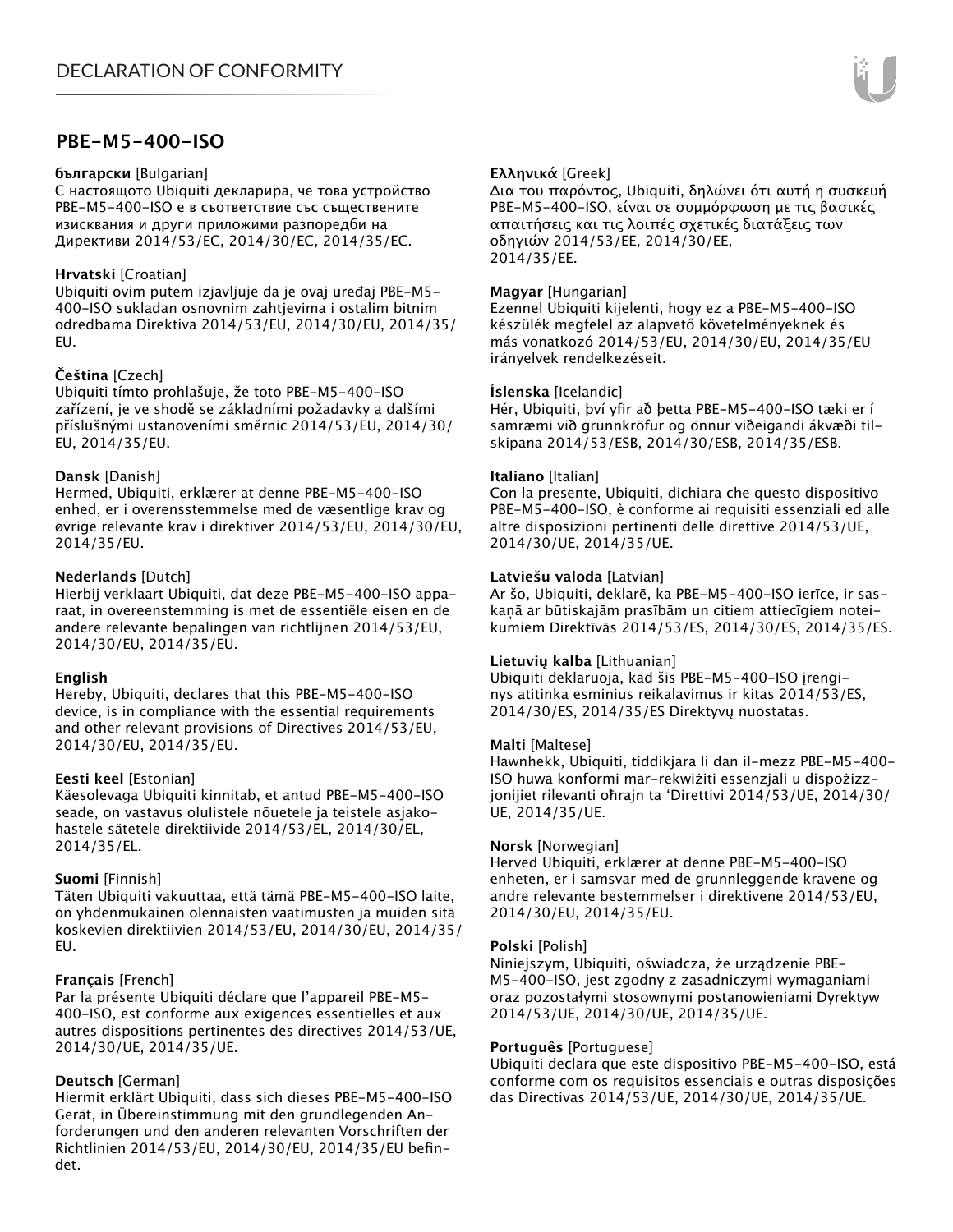# DECLARATION OF CONFORMITY

## PBE-M5-400-ISO

**български** [Bulgarian]
С настоящото Ubiquiti декларира, че това устройство PBE-M5-400-ISO е в съответствие със съществените изисквания и други приложими разпоредби на Директиви 2014/53/EC, 2014/30/EC, 2014/35/EC.

**Hrvatski** [Croatian]
Ubiquiti ovim putem izjavljuje da je ovaj uređaj PBE-M5-400-ISO sukladan osnovnim zahtjevima i ostalim bitnim odredbama Direktiva 2014/53/EU, 2014/30/EU, 2014/35/EU.

**Čeština** [Czech]
Ubiquiti tímto prohlašuje, že toto PBE-M5-400-ISO zařízení, je ve shodě se základními požadavky a dalšími příslušnými ustanoveními směrnic 2014/53/EU, 2014/30/EU, 2014/35/EU.

**Dansk** [Danish]
Hermed, Ubiquiti, erklærer at denne PBE-M5-400-ISO enhed, er i overensstemmelse med de væsentlige krav og øvrige relevante krav i direktiver 2014/53/EU, 2014/30/EU, 2014/35/EU.

**Nederlands** [Dutch]
Hierbij verklaart Ubiquiti, dat deze PBE-M5-400-ISO apparaat, in overeenstemming is met de essentiële eisen en de andere relevante bepalingen van richtlijnen 2014/53/EU, 2014/30/EU, 2014/35/EU.

**English**
Hereby, Ubiquiti, declares that this PBE-M5-400-ISO device, is in compliance with the essential requirements and other relevant provisions of Directives 2014/53/EU, 2014/30/EU, 2014/35/EU.

**Eesti keel** [Estonian]
Käesolevaga Ubiquiti kinnitab, et antud PBE-M5-400-ISO seade, on vastavus olulistele nõuetele ja teistele asjakohastele sätetele direktiivide 2014/53/EL, 2014/30/EL, 2014/35/EL.

**Suomi** [Finnish]
Täten Ubiquiti vakuuttaa, että tämä PBE-M5-400-ISO laite, on yhdenmukainen olennaisten vaatimusten ja muiden sitä koskevien direktiivien 2014/53/EU, 2014/30/EU, 2014/35/EU.

**Français** [French]
Par la présente Ubiquiti déclare que l'appareil PBE-M5-400-ISO, est conforme aux exigences essentielles et aux autres dispositions pertinentes des directives 2014/53/UE, 2014/30/UE, 2014/35/UE.

**Deutsch** [German]
Hiermit erklärt Ubiquiti, dass sich dieses PBE-M5-400-ISO Gerät, in Übereinstimmung mit den grundlegenden Anforderungen und den anderen relevanten Vorschriften der Richtlinien 2014/53/EU, 2014/30/EU, 2014/35/EU befindet.

**Ελληνικά** [Greek]
Δια του παρόντος, Ubiquiti, δηλώνει ότι αυτή η συσκευή PBE-M5-400-ISO, είναι σε συμμόρφωση με τις βασικές απαιτήσεις και τις λοιπές σχετικές διατάξεις των οδηγιών 2014/53/EE, 2014/30/EE, 2014/35/EE.

**Magyar** [Hungarian]
Ezennel Ubiquiti kijelenti, hogy ez a PBE-M5-400-ISO készülék megfelel az alapvető követelményeknek és más vonatkozó 2014/53/EU, 2014/30/EU, 2014/35/EU irányelvek rendelkezéseit.

**Íslenska** [Icelandic]
Hér, Ubiquiti, því yfir að þetta PBE-M5-400-ISO tæki er í samræmi við grunnkröfur og önnur viðeigandi ákvæði tilskipana 2014/53/ESB, 2014/30/ESB, 2014/35/ESB.

**Italiano** [Italian]
Con la presente, Ubiquiti, dichiara che questo dispositivo PBE-M5-400-ISO, è conforme ai requisiti essenziali ed alle altre disposizioni pertinenti delle direttive 2014/53/UE, 2014/30/UE, 2014/35/UE.

**Latviešu valoda** [Latvian]
Ar šo, Ubiquiti, deklarē, ka PBE-M5-400-ISO ierīce, ir saskaņā ar būtiskajām prasībām un citiem attiecīgiem noteikumiem Direktīvās 2014/53/ES, 2014/30/ES, 2014/35/ES.

**Lietuvių kalba** [Lithuanian]
Ubiquiti deklaruoja, kad šis PBE-M5-400-ISO įrenginys atitinka esminius reikalavimus ir kitas 2014/53/ES, 2014/30/ES, 2014/35/ES Direktyvų nuostatas.

**Malti** [Maltese]
Hawnhekk, Ubiquiti, tiddikjara li dan il-mezz PBE-M5-400-ISO huwa konformi mar-rekwiżiti essenzjali u dispożizzjonijiet rilevanti oħrajn ta 'Direttivi 2014/53/UE, 2014/30/UE, 2014/35/UE.

**Norsk** [Norwegian]
Herved Ubiquiti, erklærer at denne PBE-M5-400-ISO enheten, er i samsvar med de grunnleggende kravene og andre relevante bestemmelser i direktivene 2014/53/EU, 2014/30/EU, 2014/35/EU.

**Polski** [Polish]
Niniejszym, Ubiquiti, oświadcza, że urządzenie PBE-M5-400-ISO, jest zgodny z zasadniczymi wymaganiami oraz pozostałymi stosownymi postanowieniami Dyrektyw 2014/53/UE, 2014/30/UE, 2014/35/UE.

**Português** [Portuguese]
Ubiquiti declara que este dispositivo PBE-M5-400-ISO, está conforme com os requisitos essenciais e outras disposições das Directivas 2014/53/UE, 2014/30/UE, 2014/35/UE.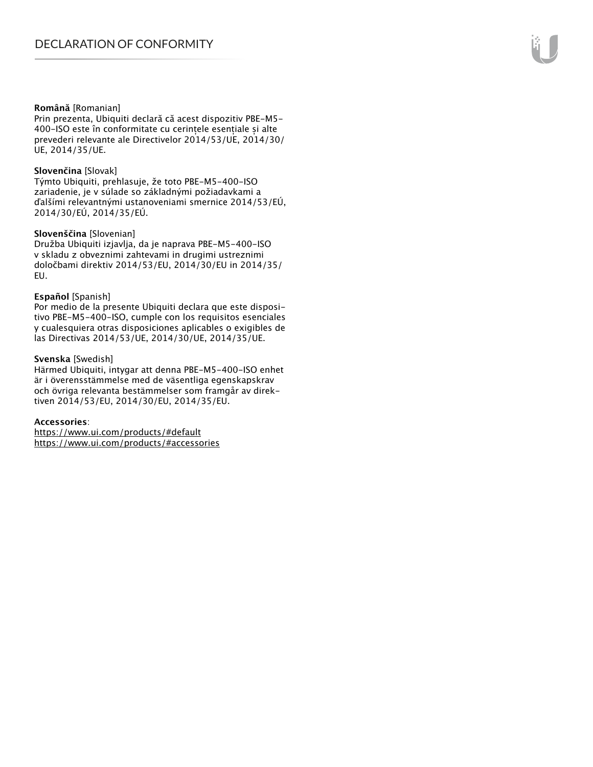**Română** [Romanian]
Prin prezenta, Ubiquiti declară că acest dispozitiv PBE-M5-400-ISO este în conformitate cu cerințele esențiale și alte prevederi relevante ale Directivelor 2014/53/UE, 2014/30/UE, 2014/35/UE.

**Slovenčina** [Slovak]
Týmto Ubiquiti, prehlasuje, že toto PBE-M5-400-ISO zariadenie, je v súlade so základnými požiadavkami a ďalšími relevantnými ustanoveniami smernice 2014/53/EÚ, 2014/30/EÚ, 2014/35/EÚ.

**Slovenščina** [Slovenian]
Družba Ubiquiti izjavlja, da je naprava PBE-M5-400-ISO v skladu z obveznimi zahtevami in drugimi ustreznimi določbami direktiv 2014/53/EU, 2014/30/EU in 2014/35/EU.

**Español** [Spanish]
Por medio de la presente Ubiquiti declara que este dispositivo PBE-M5-400-ISO, cumple con los requisitos esenciales y cualesquiera otras disposiciones aplicables o exigibles de las Directivas 2014/53/UE, 2014/30/UE, 2014/35/UE.

**Svenska** [Swedish]
Härmed Ubiquiti, intygar att denna PBE-M5-400-ISO enhet är i överensstämmelse med de väsentliga egenskapskrav och övriga relevanta bestämmelser som framgår av direktiven 2014/53/EU, 2014/30/EU, 2014/35/EU.

**Accessories**:
https://www.ui.com/products/#default
https://www.ui.com/products/#accessories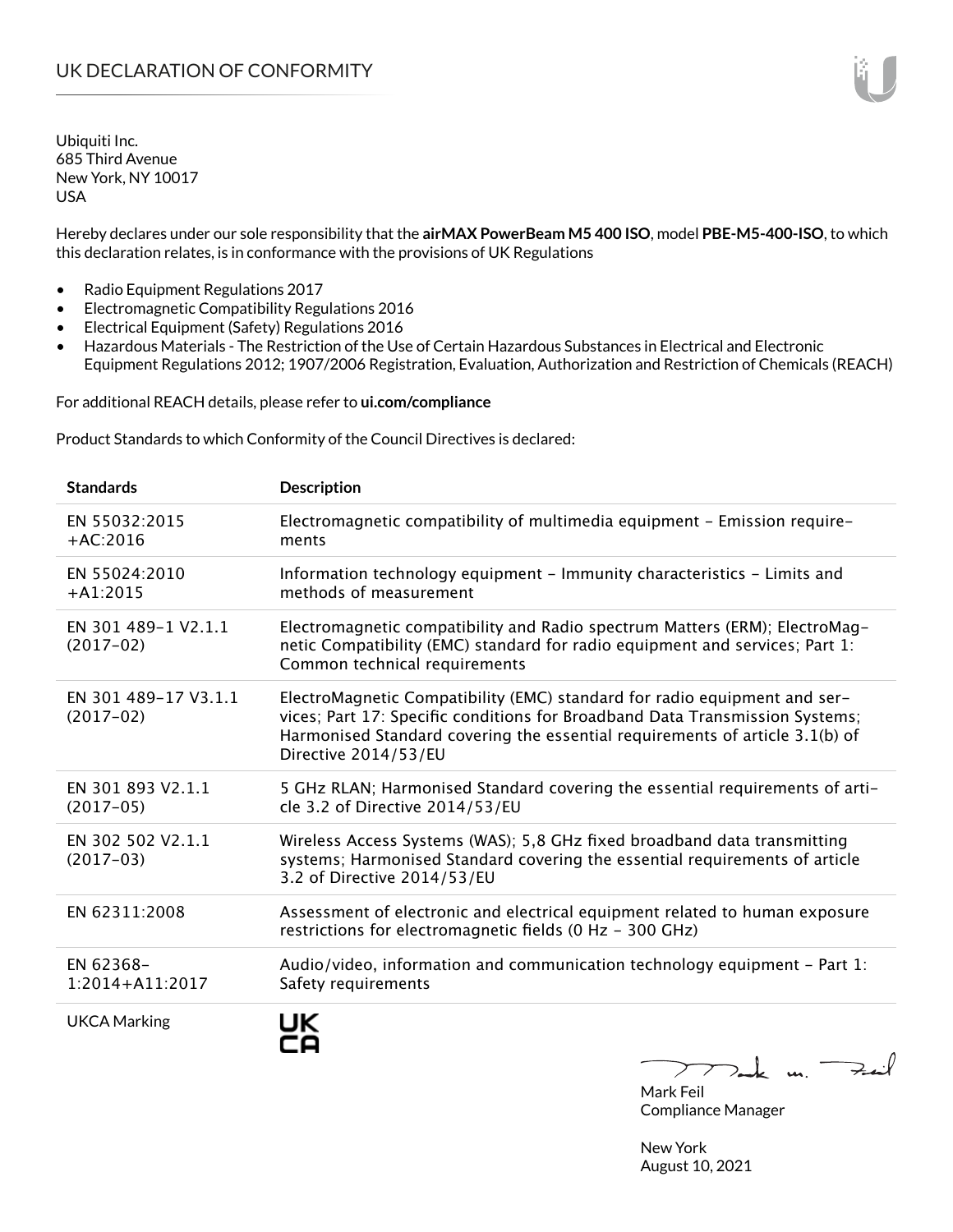# UK DECLARATION OF CONFORMITY

Ubiquiti Inc.
685 Third Avenue
New York, NY 10017
USA

Hereby declares under our sole responsibility that the **airMAX PowerBeam M5 400 ISO**, model **PBE-M5-400-ISO**, to which this declaration relates, is in conformance with the provisions of UK Regulations

- Radio Equipment Regulations 2017
- Electromagnetic Compatibility Regulations 2016
- Electrical Equipment (Safety) Regulations 2016
- Hazardous Materials - The Restriction of the Use of Certain Hazardous Substances in Electrical and Electronic Equipment Regulations 2012; 1907/2006 Registration, Evaluation, Authorization and Restriction of Chemicals (REACH)

For additional REACH details, please refer to **ui.com/compliance**

Product Standards to which Conformity of the Council Directives is declared:

| Standards | Description |
|---|---|
| EN 55032:2015 +AC:2016 | Electromagnetic compatibility of multimedia equipment – Emission requirements |
| EN 55024:2010 +A1:2015 | Information technology equipment – Immunity characteristics – Limits and methods of measurement |
| EN 301 489-1 V2.1.1 (2017-02) | Electromagnetic compatibility and Radio spectrum Matters (ERM); ElectroMagnetic Compatibility (EMC) standard for radio equipment and services; Part 1: Common technical requirements |
| EN 301 489-17 V3.1.1 (2017-02) | ElectroMagnetic Compatibility (EMC) standard for radio equipment and services; Part 17: Specific conditions for Broadband Data Transmission Systems; Harmonised Standard covering the essential requirements of article 3.1(b) of Directive 2014/53/EU |
| EN 301 893 V2.1.1 (2017-05) | 5 GHz RLAN; Harmonised Standard covering the essential requirements of article 3.2 of Directive 2014/53/EU |
| EN 302 502 V2.1.1 (2017-03) | Wireless Access Systems (WAS); 5,8 GHz fixed broadband data transmitting systems; Harmonised Standard covering the essential requirements of article 3.2 of Directive 2014/53/EU |
| EN 62311:2008 | Assessment of electronic and electrical equipment related to human exposure restrictions for electromagnetic fields (0 Hz - 300 GHz) |
| EN 62368-1:2014+A11:2017 | Audio/video, information and communication technology equipment – Part 1: Safety requirements |
| UKCA Marking | UK CA |

Mark Feil
Compliance Manager

New York
August 10, 2021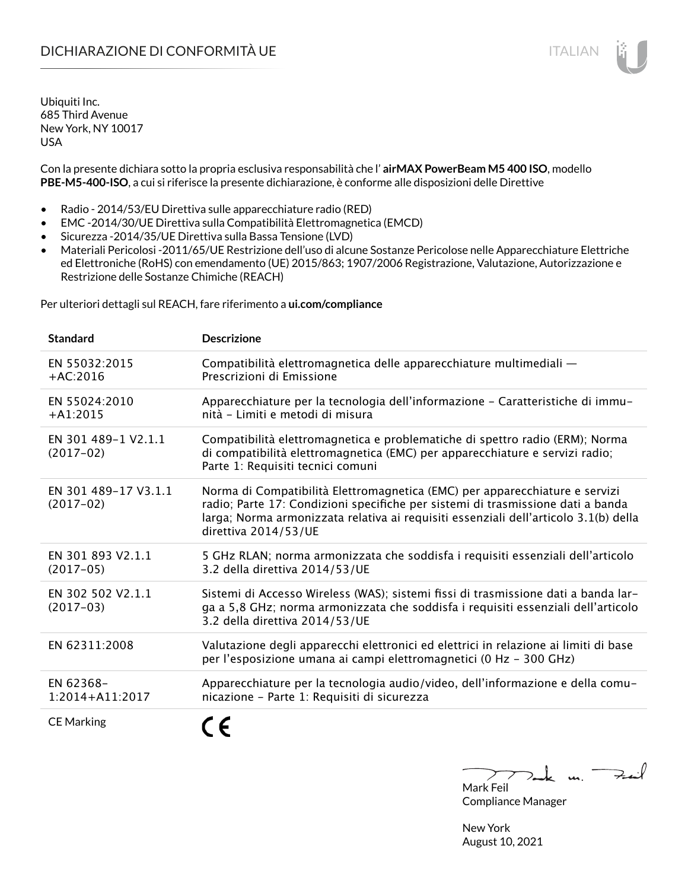# DICHIARAZIONE DI CONFORMITÀ UE

Ubiquiti Inc.
685 Third Avenue
New York, NY 10017
USA

Con la presente dichiara sotto la propria esclusiva responsabilità che l' **airMAX PowerBeam M5 400 ISO**, modello **PBE-M5-400-ISO**, a cui si riferisce la presente dichiarazione, è conforme alle disposizioni delle Direttive

- Radio - 2014/53/EU Direttiva sulle apparecchiature radio (RED)
- EMC -2014/30/UE Direttiva sulla Compatibilità Elettromagnetica (EMCD)
- Sicurezza -2014/35/UE Direttiva sulla Bassa Tensione (LVD)
- Materiali Pericolosi -2011/65/UE Restrizione dell'uso di alcune Sostanze Pericolose nelle Apparecchiature Elettriche ed Elettroniche (RoHS) con emendamento (UE) 2015/863; 1907/2006 Registrazione, Valutazione, Autorizzazione e Restrizione delle Sostanze Chimiche (REACH)

Per ulteriori dettagli sul REACH, fare riferimento a **ui.com/compliance**

| Standard | Descrizione |
|---|---|
| EN 55032:2015 +AC:2016 | Compatibilità elettromagnetica delle apparecchiature multimediali — Prescrizioni di Emissione |
| EN 55024:2010 +A1:2015 | Apparecchiature per la tecnologia dell'informazione - Caratteristiche di immunità - Limiti e metodi di misura |
| EN 301 489-1 V2.1.1 (2017-02) | Compatibilità elettromagnetica e problematiche di spettro radio (ERM); Norma di compatibilità elettromagnetica (EMC) per apparecchiature e servizi radio; Parte 1: Requisiti tecnici comuni |
| EN 301 489-17 V3.1.1 (2017-02) | Norma di Compatibilità Elettromagnetica (EMC) per apparecchiature e servizi radio; Parte 17: Condizioni specifiche per sistemi di trasmissione dati a banda larga; Norma armonizzata relativa ai requisiti essenziali dell'articolo 3.1(b) della direttiva 2014/53/UE |
| EN 301 893 V2.1.1 (2017-05) | 5 GHz RLAN; norma armonizzata che soddisfa i requisiti essenziali dell'articolo 3.2 della direttiva 2014/53/UE |
| EN 302 502 V2.1.1 (2017-03) | Sistemi di Accesso Wireless (WAS); sistemi fissi di trasmissione dati a banda larga a 5,8 GHz; norma armonizzata che soddisfa i requisiti essenziali dell'articolo 3.2 della direttiva 2014/53/UE |
| EN 62311:2008 | Valutazione degli apparecchi elettronici ed elettrici in relazione ai limiti di base per l'esposizione umana ai campi elettromagnetici (0 Hz - 300 GHz) |
| EN 62368-1:2014+A11:2017 | Apparecchiature per la tecnologia audio/video, dell'informazione e della comunicazione - Parte 1: Requisiti di sicurezza |
| CE Marking | CE |

Mark Feil
Compliance Manager

New York
August 10, 2021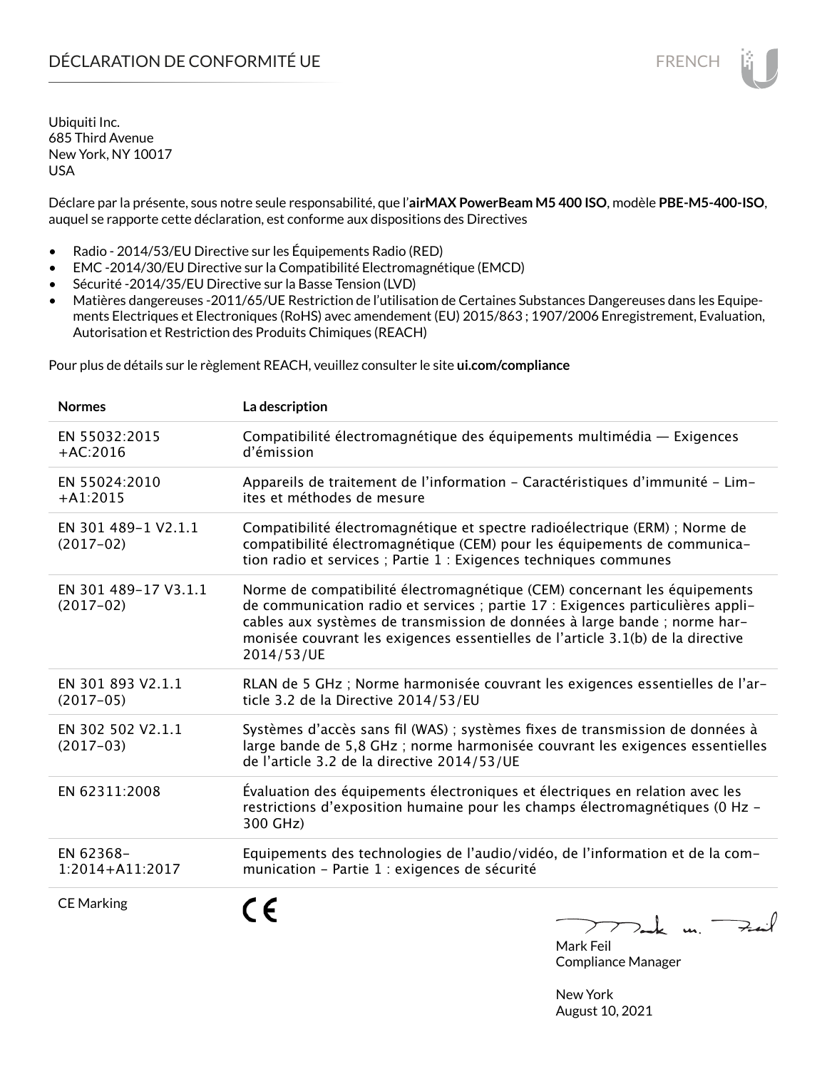# DÉCLARATION DE CONFORMITÉ UE

Ubiquiti Inc.
685 Third Avenue
New York, NY 10017
USA

Déclare par la présente, sous notre seule responsabilité, que l'**airMAX PowerBeam M5 400 ISO**, modèle **PBE-M5-400-ISO**, auquel se rapporte cette déclaration, est conforme aux dispositions des Directives

- Radio - 2014/53/EU Directive sur les Équipements Radio (RED)
- EMC -2014/30/EU Directive sur la Compatibilité Electromagnétique (EMCD)
- Sécurité -2014/35/EU Directive sur la Basse Tension (LVD)
- Matières dangereuses -2011/65/UE Restriction de l'utilisation de Certaines Substances Dangereuses dans les Equipements Electriques et Electroniques (RoHS) avec amendement (EU) 2015/863 ; 1907/2006 Enregistrement, Evaluation, Autorisation et Restriction des Produits Chimiques (REACH)

Pour plus de détails sur le règlement REACH, veuillez consulter le site **ui.com/compliance**

| Normes | La description |
|---|---|
| EN 55032:2015 +AC:2016 | Compatibilité électromagnétique des équipements multimédia — Exigences d'émission |
| EN 55024:2010 +A1:2015 | Appareils de traitement de l'information - Caractéristiques d'immunité - Limites et méthodes de mesure |
| EN 301 489-1 V2.1.1 (2017-02) | Compatibilité électromagnétique et spectre radioélectrique (ERM) ; Norme de compatibilité électromagnétique (CEM) pour les équipements de communication radio et services ; Partie 1 : Exigences techniques communes |
| EN 301 489-17 V3.1.1 (2017-02) | Norme de compatibilité électromagnétique (CEM) concernant les équipements de communication radio et services ; partie 17 : Exigences particulières applicables aux systèmes de transmission de données à large bande ; norme harmonisée couvrant les exigences essentielles de l'article 3.1(b) de la directive 2014/53/UE |
| EN 301 893 V2.1.1 (2017-05) | RLAN de 5 GHz ; Norme harmonisée couvrant les exigences essentielles de l'article 3.2 de la Directive 2014/53/EU |
| EN 302 502 V2.1.1 (2017-03) | Systèmes d'accès sans fil (WAS) ; systèmes fixes de transmission de données à large bande de 5,8 GHz ; norme harmonisée couvrant les exigences essentielles de l'article 3.2 de la directive 2014/53/UE |
| EN 62311:2008 | Évaluation des équipements électroniques et électriques en relation avec les restrictions d'exposition humaine pour les champs électromagnétiques (0 Hz - 300 GHz) |
| EN 62368-1:2014+A11:2017 | Equipements des technologies de l'audio/vidéo, de l'information et de la communication - Partie 1 : exigences de sécurité |
| CE Marking | CE |

Mark Feil
Compliance Manager

New York
August 10, 2021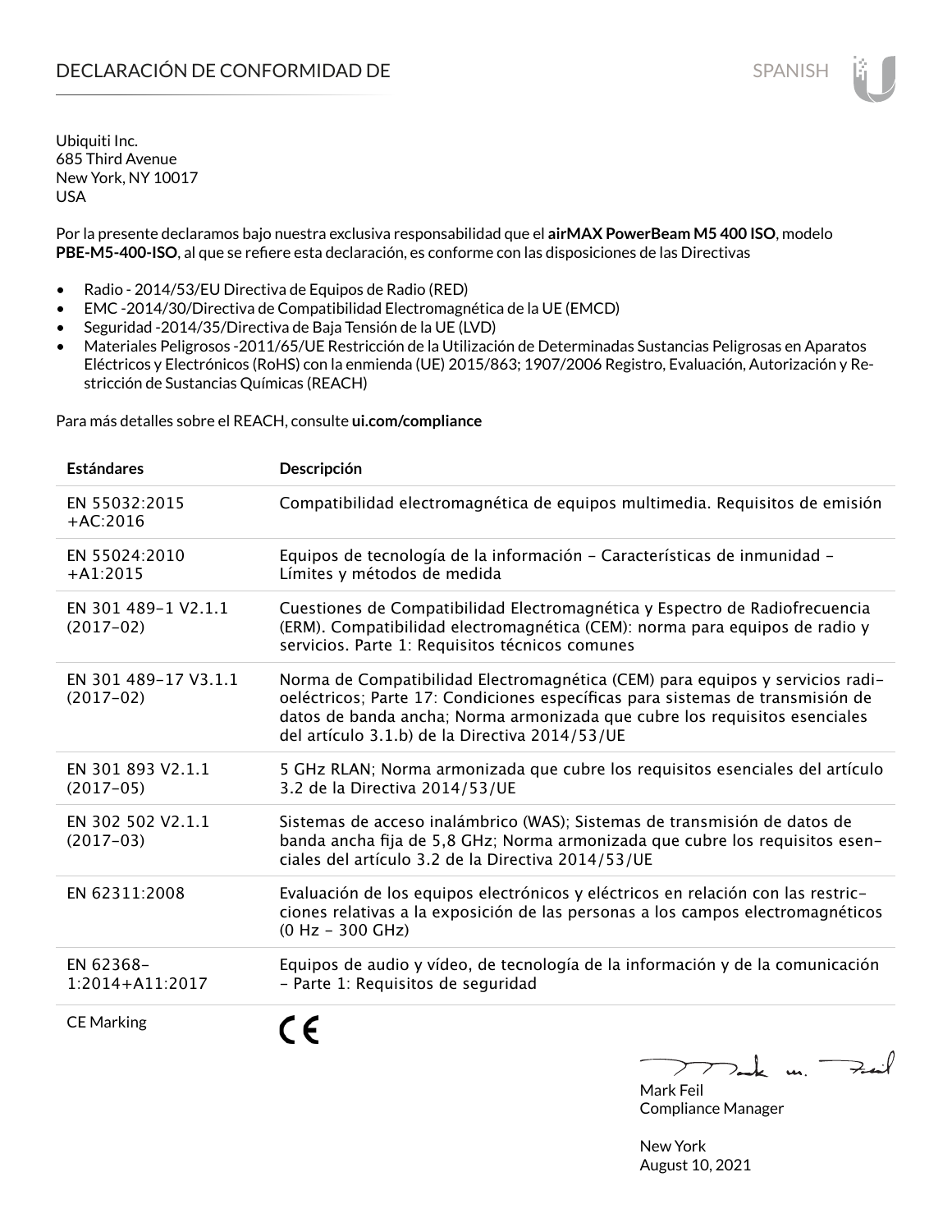# DECLARACIÓN DE CONFORMIDAD DE

SPANISH

Ubiquiti Inc.
685 Third Avenue
New York, NY 10017
USA

Por la presente declaramos bajo nuestra exclusiva responsabilidad que el **airMAX PowerBeam M5 400 ISO**, modelo **PBE-M5-400-ISO**, al que se refiere esta declaración, es conforme con las disposiciones de las Directivas

- Radio - 2014/53/EU Directiva de Equipos de Radio (RED)
- EMC -2014/30/Directiva de Compatibilidad Electromagnética de la UE (EMCD)
- Seguridad -2014/35/Directiva de Baja Tensión de la UE (LVD)
- Materiales Peligrosos -2011/65/UE Restricción de la Utilización de Determinadas Sustancias Peligrosas en Aparatos Eléctricos y Electrónicos (RoHS) con la enmienda (UE) 2015/863; 1907/2006 Registro, Evaluación, Autorización y Restricción de Sustancias Químicas (REACH)

Para más detalles sobre el REACH, consulte **ui.com/compliance**

| Estándares | Descripción |
|---|---|
| EN 55032:2015 +AC:2016 | Compatibilidad electromagnética de equipos multimedia. Requisitos de emisión |
| EN 55024:2010 +A1:2015 | Equipos de tecnología de la información - Características de inmunidad - Límites y métodos de medida |
| EN 301 489-1 V2.1.1 (2017-02) | Cuestiones de Compatibilidad Electromagnética y Espectro de Radiofrecuencia (ERM). Compatibilidad electromagnética (CEM): norma para equipos de radio y servicios. Parte 1: Requisitos técnicos comunes |
| EN 301 489-17 V3.1.1 (2017-02) | Norma de Compatibilidad Electromagnética (CEM) para equipos y servicios radioeléctricos; Parte 17: Condiciones específicas para sistemas de transmisión de datos de banda ancha; Norma armonizada que cubre los requisitos esenciales del artículo 3.1.b) de la Directiva 2014/53/UE |
| EN 301 893 V2.1.1 (2017-05) | 5 GHz RLAN; Norma armonizada que cubre los requisitos esenciales del artículo 3.2 de la Directiva 2014/53/UE |
| EN 302 502 V2.1.1 (2017-03) | Sistemas de acceso inalámbrico (WAS); Sistemas de transmisión de datos de banda ancha fija de 5,8 GHz; Norma armonizada que cubre los requisitos esenciales del artículo 3.2 de la Directiva 2014/53/UE |
| EN 62311:2008 | Evaluación de los equipos electrónicos y eléctricos en relación con las restricciones relativas a la exposición de las personas a los campos electromagnéticos (0 Hz - 300 GHz) |
| EN 62368-1:2014+A11:2017 | Equipos de audio y vídeo, de tecnología de la información y de la comunicación - Parte 1: Requisitos de seguridad |
| CE Marking | CE |

Mark Feil
Compliance Manager

New York
August 10, 2021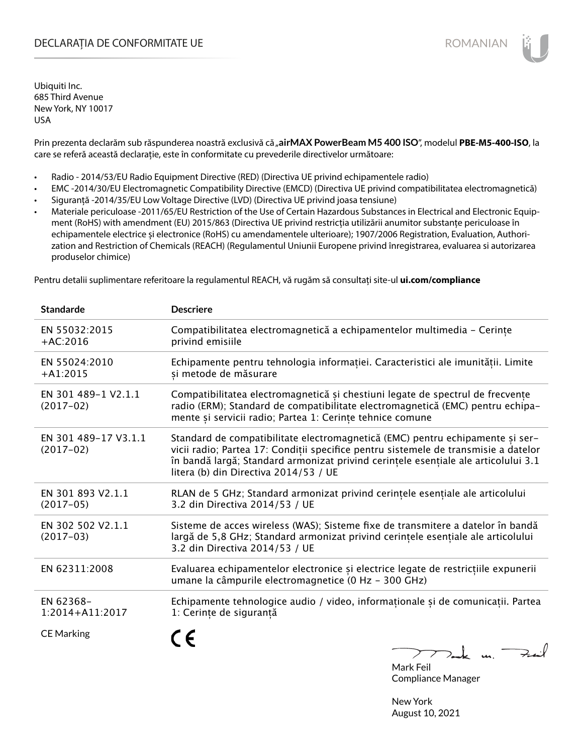# DECLARAȚIA DE CONFORMITATE UE

ROMANIAN

Ubiquiti Inc.
685 Third Avenue
New York, NY 10017
USA

Prin prezenta declarăm sub răspunderea noastră exclusivă că „**airMAX PowerBeam M5 400 ISO**", modelul **PBE-M5-400-ISO**, la care se referă această declarație, este în conformitate cu prevederile directivelor următoare:

- Radio - 2014/53/EU Radio Equipment Directive (RED) (Directiva UE privind echipamentele radio)
- EMC -2014/30/EU Electromagnetic Compatibility Directive (EMCD) (Directiva UE privind compatibilitatea electromagnetică)
- Siguranță -2014/35/EU Low Voltage Directive (LVD) (Directiva UE privind joasa tensiune)
- Materiale periculoase -2011/65/EU Restriction of the Use of Certain Hazardous Substances in Electrical and Electronic Equipment (RoHS) with amendment (EU) 2015/863 (Directiva UE privind restricția utilizării anumitor substanțe periculoase în echipamentele electrice și electronice (RoHS) cu amendamentele ulterioare); 1907/2006 Registration, Evaluation, Authorization and Restriction of Chemicals (REACH) (Regulamentul Uniunii Europene privind înregistrarea, evaluarea si autorizarea produselor chimice)

Pentru detalii suplimentare referitoare la regulamentul REACH, vă rugăm să consultați site-ul **ui.com/compliance**

| Standarde | Descriere |
|---|---|
| EN 55032:2015 +AC:2016 | Compatibilitatea electromagnetică a echipamentelor multimedia - Cerințe privind emisiile |
| EN 55024:2010 +A1:2015 | Echipamente pentru tehnologia informației. Caracteristici ale imunității. Limite și metode de măsurare |
| EN 301 489-1 V2.1.1 (2017-02) | Compatibilitatea electromagnetică și chestiuni legate de spectrul de frecvențe radio (ERM); Standard de compatibilitate electromagnetică (EMC) pentru echipamente și servicii radio; Partea 1: Cerințe tehnice comune |
| EN 301 489-17 V3.1.1 (2017-02) | Standard de compatibilitate electromagnetică (EMC) pentru echipamente și servicii radio; Partea 17: Condiții specifice pentru sistemele de transmisie a datelor în bandă largă; Standard armonizat privind cerințele esențiale ale articolului 3.1 litera (b) din Directiva 2014/53 / UE |
| EN 301 893 V2.1.1 (2017-05) | RLAN de 5 GHz; Standard armonizat privind cerințele esențiale ale articolului 3.2 din Directiva 2014/53 / UE |
| EN 302 502 V2.1.1 (2017-03) | Sisteme de acces wireless (WAS); Sisteme fixe de transmitere a datelor în bandă largă de 5,8 GHz; Standard armonizat privind cerințele esențiale ale articolului 3.2 din Directiva 2014/53 / UE |
| EN 62311:2008 | Evaluarea echipamentelor electronice și electrice legate de restricțiile expunerii umane la câmpurile electromagnetice (0 Hz - 300 GHz) |
| EN 62368-1:2014+A11:2017 | Echipamente tehnologice audio / video, informaționale și de comunicații. Partea 1: Cerințe de siguranță |
| CE Marking | CE |

Mark Feil
Compliance Manager

New York
August 10, 2021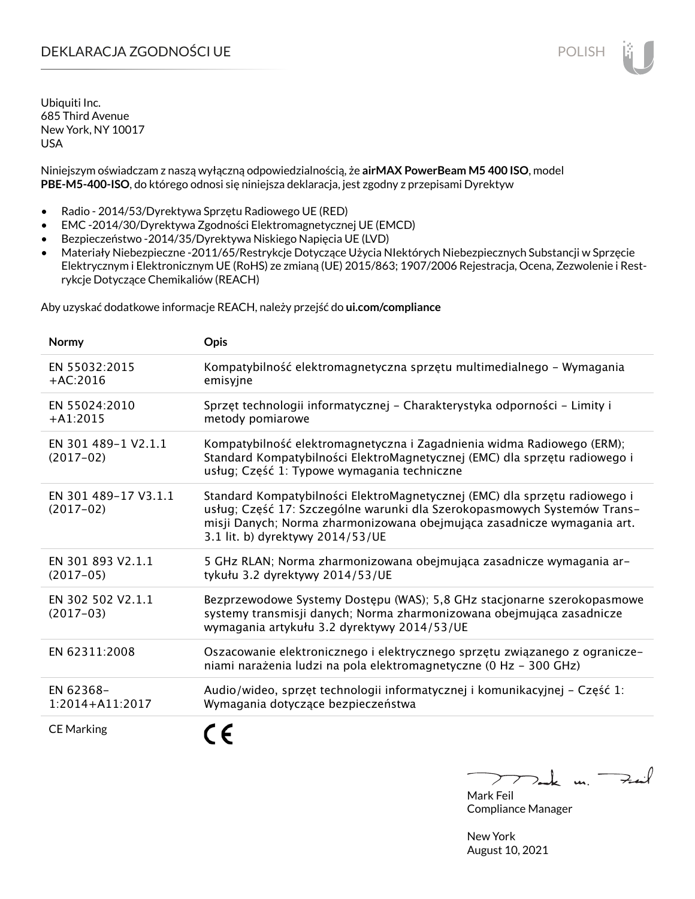# DEKLARACJA ZGODNOŚCI UE

POLISH

Ubiquiti Inc.
685 Third Avenue
New York, NY 10017
USA

Niniejszym oświadczam z naszą wyłączną odpowiedzialnością, że **airMAX PowerBeam M5 400 ISO**, model **PBE-M5-400-ISO**, do którego odnosi się niniejsza deklaracja, jest zgodny z przepisami Dyrektyw

- Radio - 2014/53/Dyrektywa Sprzętu Radiowego UE (RED)
- EMC -2014/30/Dyrektywa Zgodności Elektromagnetycznej UE (EMCD)
- Bezpieczeństwo -2014/35/Dyrektywa Niskiego Napięcia UE (LVD)
- Materiały Niebezpieczne -2011/65/Restrykcje Dotyczące Użycia NIektórych Niebezpiecznych Substancji w Sprzęcie Elektrycznym i Elektronicznym UE (RoHS) ze zmianą (UE) 2015/863; 1907/2006 Rejestracja, Ocena, Zezwolenie i Restrykcje Dotyczące Chemikaliów (REACH)

Aby uzyskać dodatkowe informacje REACH, należy przejść do **ui.com/compliance**

| Normy | Opis |
|---|---|
| EN 55032:2015 +AC:2016 | Kompatybilność elektromagnetyczna sprzętu multimedialnego – Wymagania emisyjne |
| EN 55024:2010 +A1:2015 | Sprzęt technologii informatycznej – Charakterystyka odporności – Limity i metody pomiarowe |
| EN 301 489-1 V2.1.1 (2017-02) | Kompatybilność elektromagnetyczna i Zagadnienia widma Radiowego (ERM); Standard Kompatybilności ElektroMagnetycznej (EMC) dla sprzętu radiowego i usług; Część 1: Typowe wymagania techniczne |
| EN 301 489-17 V3.1.1 (2017-02) | Standard Kompatybilności ElektroMagnetycznej (EMC) dla sprzętu radiowego i usług; Część 17: Szczególne warunki dla Szerokopasmowych Systemów Transmisji Danych; Norma zharmonizowana obejmująca zasadnicze wymagania art. 3.1 lit. b) dyrektywy 2014/53/UE |
| EN 301 893 V2.1.1 (2017-05) | 5 GHz RLAN; Norma zharmonizowana obejmująca zasadnicze wymagania artykułu 3.2 dyrektywy 2014/53/UE |
| EN 302 502 V2.1.1 (2017-03) | Bezprzewodowe Systemy Dostępu (WAS); 5,8 GHz stacjonarne szerokopasmowe systemy transmisji danych; Norma zharmonizowana obejmująca zasadnicze wymagania artykułu 3.2 dyrektywy 2014/53/UE |
| EN 62311:2008 | Oszacowanie elektronicznego i elektrycznego sprzętu związanego z ograniczeniami narażenia ludzi na pola elektromagnetyczne (0 Hz - 300 GHz) |
| EN 62368-1:2014+A11:2017 | Audio/wideo, sprzęt technologii informatycznej i komunikacyjnej – Część 1: Wymagania dotyczące bezpieczeństwa |
| CE Marking | CE |

Mark Feil
Compliance Manager

New York
August 10, 2021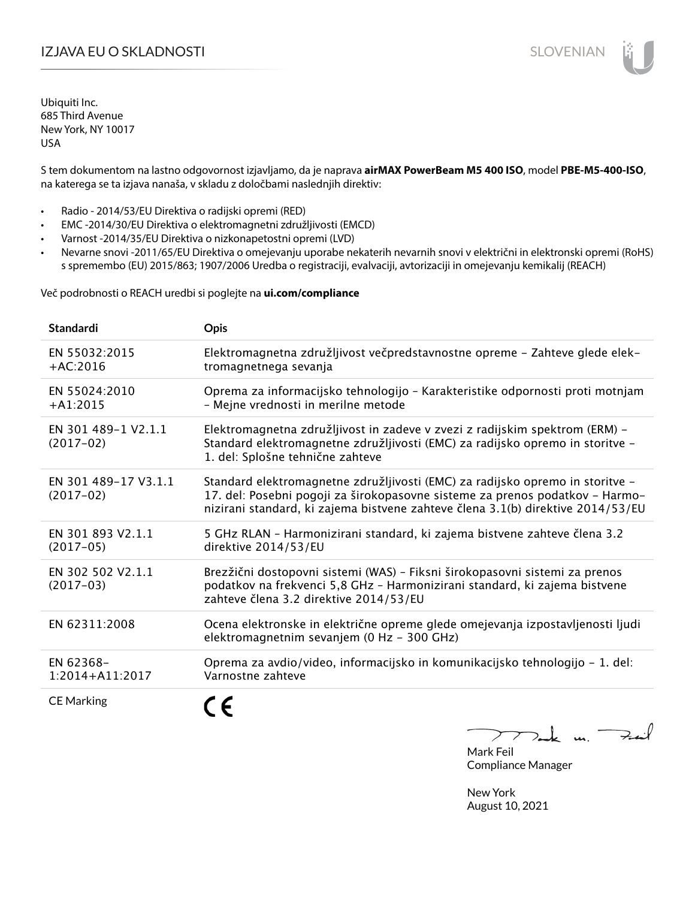# IZJAVA EU O SKLADNOSTI

Ubiquiti Inc.
685 Third Avenue
New York, NY 10017
USA

S tem dokumentom na lastno odgovornost izjavljamo, da je naprava **airMAX PowerBeam M5 400 ISO**, model **PBE-M5-400-ISO**, na katerega se ta izjava nanaša, v skladu z določbami naslednjih direktiv:

- Radio - 2014/53/EU Direktiva o radijski opremi (RED)
- EMC -2014/30/EU Direktiva o elektromagnetni združljivosti (EMCD)
- Varnost -2014/35/EU Direktiva o nizkonapetostni opremi (LVD)
- Nevarne snovi -2011/65/EU Direktiva o omejevanju uporabe nekaterih nevarnih snovi v električni in elektronski opremi (RoHS) s spremembo (EU) 2015/863; 1907/2006 Uredba o registraciji, evalvaciji, avtorizaciji in omejevanju kemikalij (REACH)

Več podrobnosti o REACH uredbi si poglejte na **ui.com/compliance**

| Standardi | Opis |
|---|---|
| EN 55032:2015 +AC:2016 | Elektromagnetna združljivost večpredstavnostne opreme – Zahteve glede elektromagnetnega sevanja |
| EN 55024:2010 +A1:2015 | Oprema za informacijsko tehnologijo – Karakteristike odpornosti proti motnjam – Mejne vrednosti in merilne metode |
| EN 301 489-1 V2.1.1 (2017-02) | Elektromagnetna združljivost in zadeve v zvezi z radijskim spektrom (ERM) – Standard elektromagnetne združljivosti (EMC) za radijsko opremo in storitve – 1. del: Splošne tehnične zahteve |
| EN 301 489-17 V3.1.1 (2017-02) | Standard elektromagnetne združljivosti (EMC) za radijsko opremo in storitve – 17. del: Posebni pogoji za širokopasovne sisteme za prenos podatkov – Harmonizirani standard, ki zajema bistvene zahteve člena 3.1(b) direktive 2014/53/EU |
| EN 301 893 V2.1.1 (2017-05) | 5 GHz RLAN – Harmonizirani standard, ki zajema bistvene zahteve člena 3.2 direktive 2014/53/EU |
| EN 302 502 V2.1.1 (2017-03) | Brezžični dostopovni sistemi (WAS) – Fiksni širokopasovni sistemi za prenos podatkov na frekvenci 5,8 GHz – Harmonizirani standard, ki zajema bistvene zahteve člena 3.2 direktive 2014/53/EU |
| EN 62311:2008 | Ocena elektronske in električne opreme glede omejevanja izpostavljenosti ljudi elektromagnetnim sevanjem (0 Hz – 300 GHz) |
| EN 62368-1:2014+A11:2017 | Oprema za avdio/video, informacijsko in komunikacijsko tehnologijo – 1. del: Varnostne zahteve |
| CE Marking | CE |

Mark Feil
Compliance Manager

New York
August 10, 2021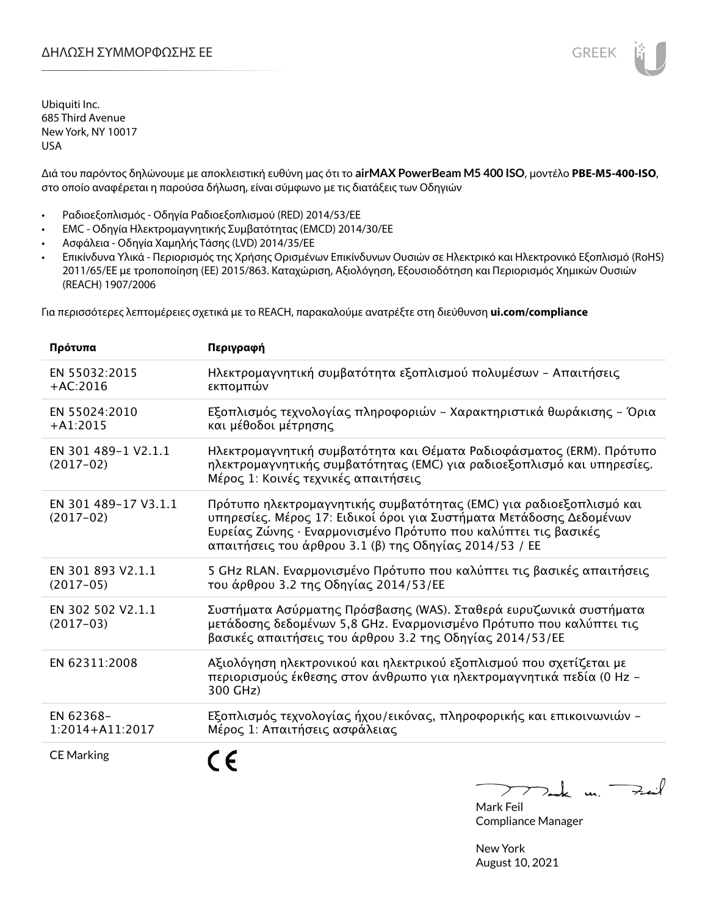# ΔΗΛΩΣΗ ΣΥΜΜΟΡΦΩΣΗΣ ΕΕ

Ubiquiti Inc.
685 Third Avenue
New York, NY 10017
USA

Διά του παρόντος δηλώνουμε με αποκλειστική ευθύνη μας ότι το **airMAX PowerBeam M5 400 ISO**, μοντέλο **PBE-M5-400-ISO**, στο οποίο αναφέρεται η παρούσα δήλωση, είναι σύμφωνο με τις διατάξεις των Οδηγιών

- Ραδιοεξοπλισμός - Οδηγία Ραδιοεξοπλισμού (RED) 2014/53/ΕΕ
- EMC - Οδηγία Ηλεκτρομαγνητικής Συμβατότητας (EMCD) 2014/30/ΕΕ
- Ασφάλεια - Οδηγία Χαμηλής Τάσης (LVD) 2014/35/ΕΕ
- Επικίνδυνα Υλικά - Περιορισμός της Χρήσης Ορισμένων Επικίνδυνων Ουσιών σε Ηλεκτρικό και Ηλεκτρονικό Εξοπλισμό (RoHS) 2011/65/ΕΕ με τροποποίηση (ΕΕ) 2015/863. Καταχώριση, Αξιολόγηση, Εξουσιοδότηση και Περιορισμός Χημικών Ουσιών (REACH) 1907/2006

Για περισσότερες λεπτομέρειες σχετικά με το REACH, παρακαλούμε ανατρέξτε στη διεύθυνση **ui.com/compliance**

| Πρότυπα | Περιγραφή |
|---|---|
| EN 55032:2015 +AC:2016 | Ηλεκτρομαγνητική συμβατότητα εξοπλισμού πολυμέσων – Απαιτήσεις εκπομπών |
| EN 55024:2010 +A1:2015 | Εξοπλισμός τεχνολογίας πληροφοριών – Χαρακτηριστικά θωράκισης – Όρια και μέθοδοι μέτρησης |
| EN 301 489-1 V2.1.1 (2017-02) | Ηλεκτρομαγνητική συμβατότητα και Θέματα Ραδιοφάσματος (ERM). Πρότυπο ηλεκτρομαγνητικής συμβατότητας (EMC) για ραδιοεξοπλισμό και υπηρεσίες. Μέρος 1: Κοινές τεχνικές απαιτήσεις |
| EN 301 489-17 V3.1.1 (2017-02) | Πρότυπο ηλεκτρομαγνητικής συμβατότητας (EMC) για ραδιοεξοπλισμό και υπηρεσίες. Μέρος 17: Ειδικοί όροι για Συστήματα Μετάδοσης Δεδομένων Ευρείας Ζώνης · Εναρμονισμένο Πρότυπο που καλύπτει τις βασικές απαιτήσεις του άρθρου 3.1 (β) της Οδηγίας 2014/53 / ΕΕ |
| EN 301 893 V2.1.1 (2017-05) | 5 GHz RLAN. Εναρμονισμένο Πρότυπο που καλύπτει τις βασικές απαιτήσεις του άρθρου 3.2 της Οδηγίας 2014/53/ΕΕ |
| EN 302 502 V2.1.1 (2017-03) | Συστήματα Ασύρματης Πρόσβασης (WAS). Σταθερά ευρυζωνικά συστήματα μετάδοσης δεδομένων 5,8 GHz. Εναρμονισμένο Πρότυπο που καλύπτει τις βασικές απαιτήσεις του άρθρου 3.2 της Οδηγίας 2014/53/ΕΕ |
| EN 62311:2008 | Αξιολόγηση ηλεκτρονικού και ηλεκτρικού εξοπλισμού που σχετίζεται με περιορισμούς έκθεσης στον άνθρωπο για ηλεκτρομαγνητικά πεδία (0 Hz – 300 GHz) |
| EN 62368-1:2014+A11:2017 | Εξοπλισμός τεχνολογίας ήχου/εικόνας, πληροφορικής και επικοινωνιών – Μέρος 1: Απαιτήσεις ασφάλειας |
| CE Marking | CE |

Mark Feil
Compliance Manager

New York
August 10, 2021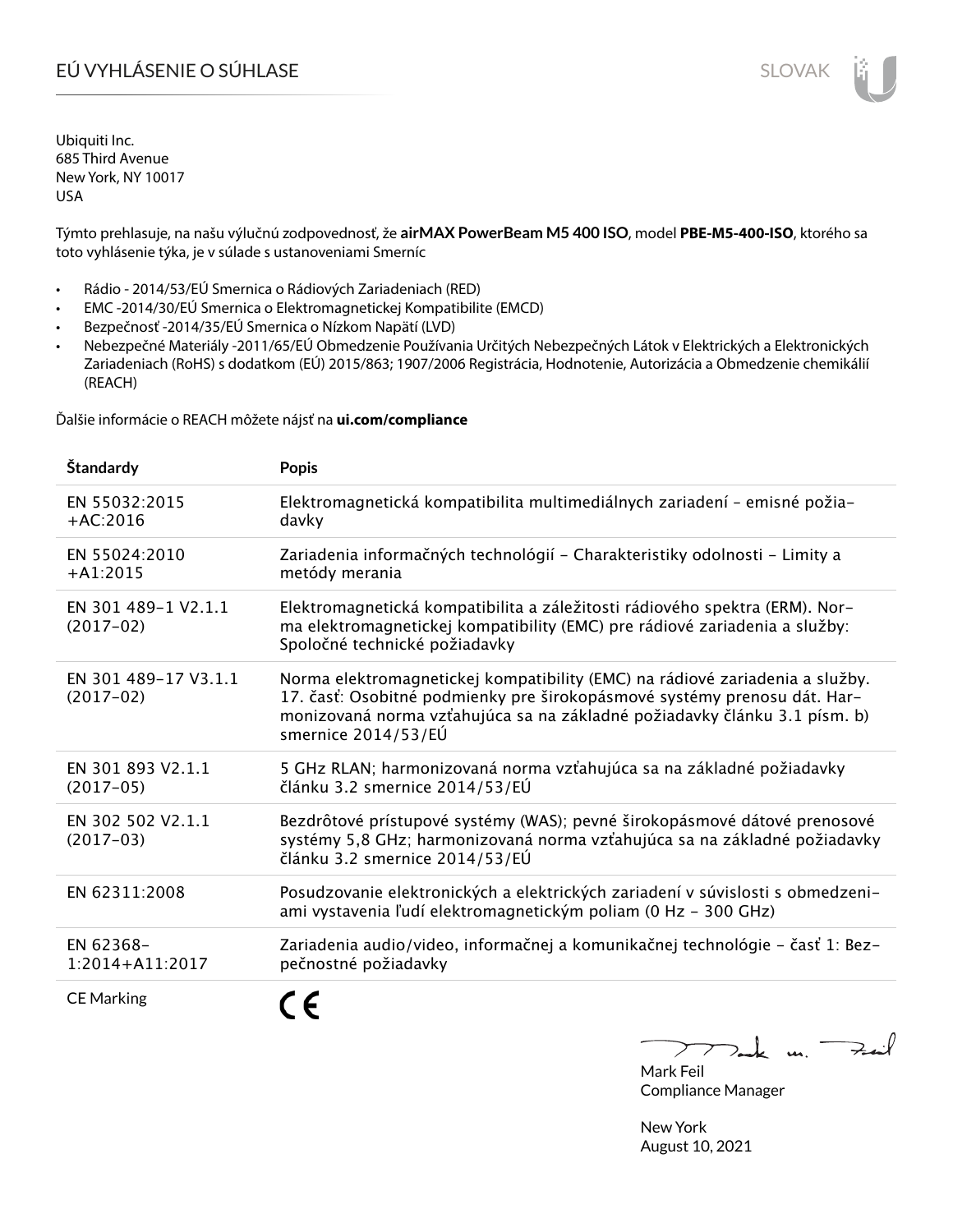# EÚ VYHLÁSENIE O SÚHLASE

Ubiquiti Inc.
685 Third Avenue
New York, NY 10017
USA

Týmto prehlasuje, na našu výlučnú zodpovednosť, že **airMAX PowerBeam M5 400 ISO**, model **PBE-M5-400-ISO**, ktorého sa toto vyhlásenie týka, je v súlade s ustanoveniami Smerníc

- Rádio - 2014/53/EÚ Smernica o Rádiových Zariadeniach (RED)
- EMC -2014/30/EÚ Smernica o Elektromagnetickej Kompatibilite (EMCD)
- Bezpečnosť -2014/35/EÚ Smernica o Nízkom Napätí (LVD)
- Nebezpečné Materiály -2011/65/EÚ Obmedzenie Používania Určitých Nebezpečných Látok v Elektrických a Elektronických Zariadeniach (RoHS) s dodatkom (EÚ) 2015/863; 1907/2006 Registrácia, Hodnotenie, Autorizácia a Obmedzenie chemikálií (REACH)

Ďalšie informácie o REACH môžete nájsť na **ui.com/compliance**

| Štandardy | Popis |
|---|---|
| EN 55032:2015 +AC:2016 | Elektromagnetická kompatibilita multimediálnych zariadení - emisné požiadavky |
| EN 55024:2010 +A1:2015 | Zariadenia informačných technológií - Charakteristiky odolnosti - Limity a metódy merania |
| EN 301 489-1 V2.1.1 (2017-02) | Elektromagnetická kompatibilita a záležitosti rádiového spektra (ERM). Norma elektromagnetickej kompatibility (EMC) pre rádiové zariadenia a služby: Spoločné technické požiadavky |
| EN 301 489-17 V3.1.1 (2017-02) | Norma elektromagnetickej kompatibility (EMC) na rádiové zariadenia a služby. 17. časť: Osobitné podmienky pre širokopásmové systémy prenosu dát. Harmonizovaná norma vzťahujúca sa na základné požiadavky článku 3.1 písm. b) smernice 2014/53/EÚ |
| EN 301 893 V2.1.1 (2017-05) | 5 GHz RLAN; harmonizovaná norma vzťahujúca sa na základné požiadavky článku 3.2 smernice 2014/53/EÚ |
| EN 302 502 V2.1.1 (2017-03) | Bezdrôtové prístupové systémy (WAS); pevné širokopásmové dátové prenosové systémy 5,8 GHz; harmonizovaná norma vzťahujúca sa na základné požiadavky článku 3.2 smernice 2014/53/EÚ |
| EN 62311:2008 | Posudzovanie elektronických a elektrických zariadení v súvislosti s obmedzeniami vystavenia ľudí elektromagnetickým poliam (0 Hz - 300 GHz) |
| EN 62368-1:2014+A11:2017 | Zariadenia audio/video, informačnej a komunikačnej technológie - časť 1: Bezpečnostné požiadavky |
| CE Marking | CE |

Mark Feil
Compliance Manager

New York
August 10, 2021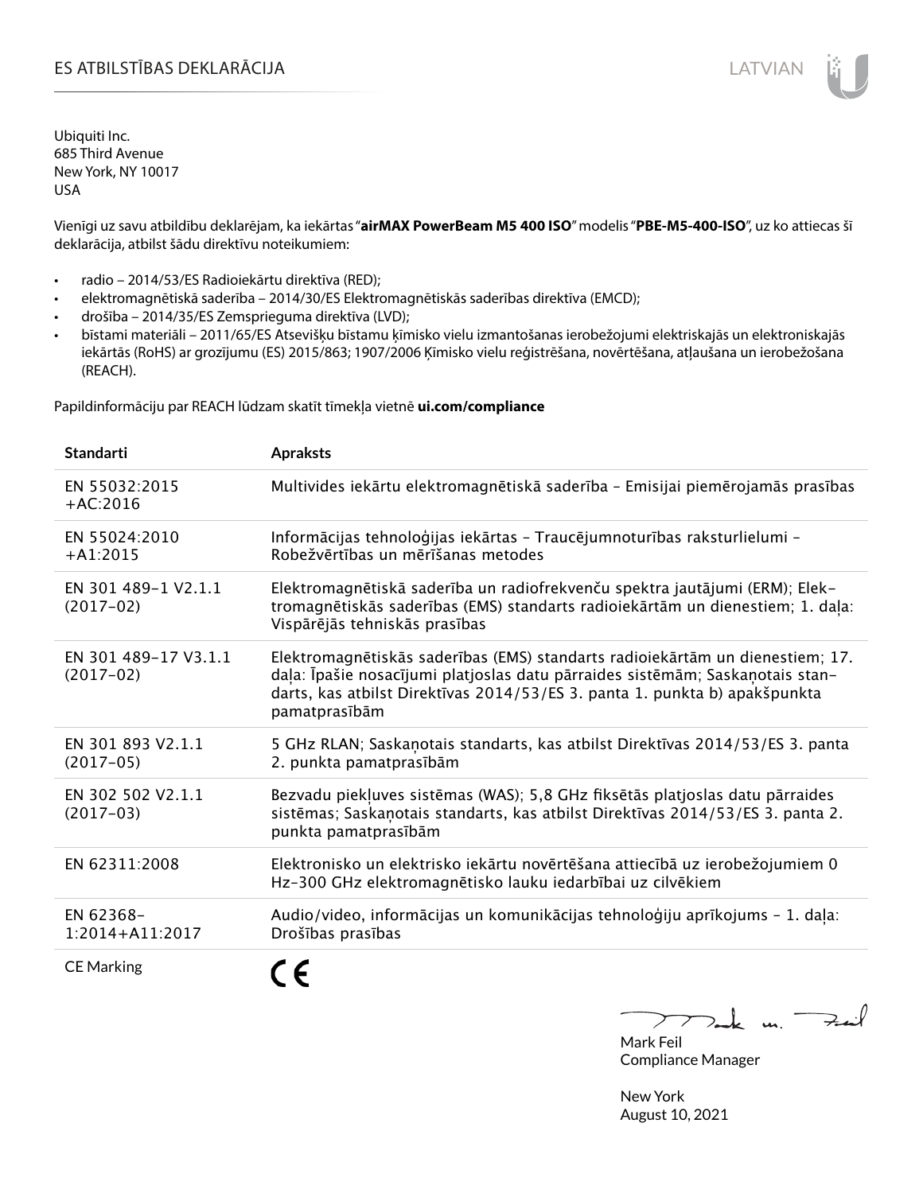# ES ATBILSTĪBAS DEKLARĀCIJA

Ubiquiti Inc.
685 Third Avenue
New York, NY 10017
USA

Vienīgi uz savu atbildību deklarējam, ka iekārtas "**airMAX PowerBeam M5 400 ISO**" modelis "**PBE-M5-400-ISO**", uz ko attiecas šī deklarācija, atbilst šādu direktīvu noteikumiem:

- radio – 2014/53/ES Radioiekārtu direktīva (RED);
- elektromagnētiskā saderība – 2014/30/ES Elektromagnētiskās saderības direktīva (EMCD);
- drošība – 2014/35/ES Zemsprieguma direktīva (LVD);
- bīstami materiāli – 2011/65/ES Atsevišķu bīstamu ķīmisko vielu izmantošanas ierobežojumi elektriskajās un elektroniskajās iekārtās (RoHS) ar grozījumu (ES) 2015/863; 1907/2006 Ķīmisko vielu reģistrēšana, novērtēšana, atļaušana un ierobežošana (REACH).

Papildinformāciju par REACH lūdzam skatīt tīmekļa vietnē **ui.com/compliance**

| Standarti | Apraksts |
|---|---|
| EN 55032:2015 +AC:2016 | Multivides iekārtu elektromagnētiskā saderība – Emisijai piemērojamās prasības |
| EN 55024:2010 +A1:2015 | Informācijas tehnoloģijas iekārtas – Traucējumnoturības raksturlielumi – Robežvērtības un mērīšanas metodes |
| EN 301 489-1 V2.1.1 (2017-02) | Elektromagnētiskā saderība un radiofrekvenču spektra jautājumi (ERM); Elektromagnētiskās saderības (EMS) standarts radioiekārtām un dienestiem; 1. daļa: Vispārējās tehniskās prasības |
| EN 301 489-17 V3.1.1 (2017-02) | Elektromagnētiskās saderības (EMS) standarts radioiekārtām un dienestiem; 17. daļa: Īpašie nosacījumi platjoslas datu pārraides sistēmām; Saskaņotais standarts, kas atbilst Direktīvas 2014/53/ES 3. panta 1. punkta b) apakšpunkta pamatprasībām |
| EN 301 893 V2.1.1 (2017-05) | 5 GHz RLAN; Saskaņotais standarts, kas atbilst Direktīvas 2014/53/ES 3. panta 2. punkta pamatprasībām |
| EN 302 502 V2.1.1 (2017-03) | Bezvadu piekļuves sistēmas (WAS); 5,8 GHz fiksētās platjoslas datu pārraides sistēmas; Saskaņotais standarts, kas atbilst Direktīvas 2014/53/ES 3. panta 2. punkta pamatprasībām |
| EN 62311:2008 | Elektronisko un elektrisko iekārtu novērtēšana attiecībā uz ierobežojumiem 0 Hz-300 GHz elektromagnētisko lauku iedarbībai uz cilvēkiem |
| EN 62368-1:2014+A11:2017 | Audio/video, informācijas un komunikācijas tehnoloģiju aprīkojums – 1. daļa: Drošības prasības |
| CE Marking | CE |

Mark Feil
Compliance Manager

New York
August 10, 2021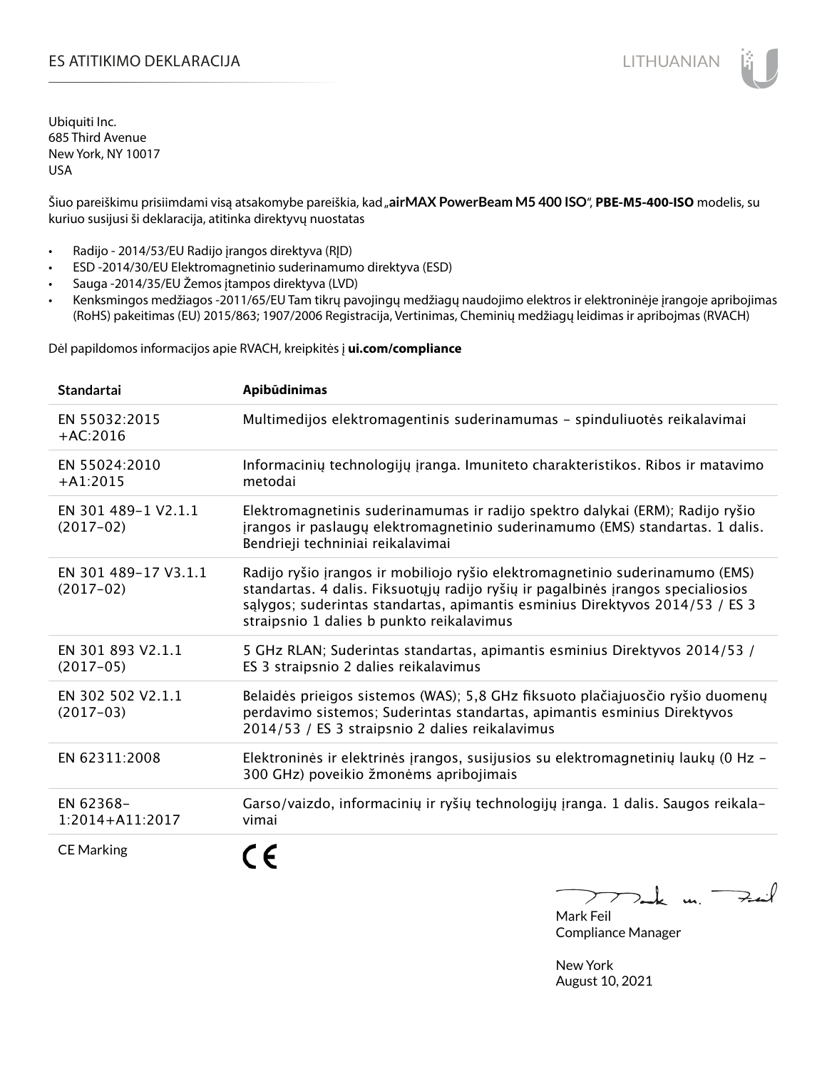# ES ATITIKIMO DEKLARACIJA

Ubiquiti Inc.
685 Third Avenue
New York, NY 10017
USA

Šiuo pareiškimu prisiimdami visą atsakomybe pareiškia, kad „**airMAX PowerBeam M5 400 ISO**", **PBE-M5-400-ISO** modelis, su kuriuo susijusi ši deklaracija, atitinka direktyvų nuostatas

- Radijo - 2014/53/EU Radijo įrangos direktyva (RĮD)
- ESD -2014/30/EU Elektromagnetinio suderinamumo direktyva (ESD)
- Sauga -2014/35/EU Žemos įtampos direktyva (LVD)
- Kenksmingos medžiagos -2011/65/EU Tam tikrų pavojingų medžiagų naudojimo elektros ir elektroninėje įrangoje apribojimas (RoHS) pakeitimas (EU) 2015/863; 1907/2006 Registracija, Vertinimas, Cheminių medžiagų leidimas ir apribojmas (RVACH)

Dėl papildomos informacijos apie RVACH, kreipkitės į **ui.com/compliance**

| Standartai | Apibūdinimas |
|---|---|
| EN 55032:2015 +AC:2016 | Multimedijos elektromagentinis suderinamumas – spinduliuotės reikalavimai |
| EN 55024:2010 +A1:2015 | Informacinių technologijų įranga. Imuniteto charakteristikos. Ribos ir matavimo metodai |
| EN 301 489-1 V2.1.1 (2017-02) | Elektromagnetinis suderinamumas ir radijo spektro dalykai (ERM); Radijo ryšio įrangos ir paslaugų elektromagnetinio suderinamumo (EMS) standartas. 1 dalis. Bendrieji techniniai reikalavimai |
| EN 301 489-17 V3.1.1 (2017-02) | Radijo ryšio įrangos ir mobiliojo ryšio elektromagnetinio suderinamumo (EMS) standartas. 4 dalis. Fiksuotųjų radijo ryšių ir pagalbinės įrangos specialiosios sąlygos; suderintas standartas, apimantis esminius Direktyvos 2014/53 / ES 3 straipsnio 1 dalies b punkto reikalavimus |
| EN 301 893 V2.1.1 (2017-05) | 5 GHz RLAN; Suderintas standartas, apimantis esminius Direktyvos 2014/53 / ES 3 straipsnio 2 dalies reikalavimus |
| EN 302 502 V2.1.1 (2017-03) | Belaidės prieigos sistemos (WAS); 5,8 GHz fiksuoto plačiajuosčio ryšio duomenų perdavimo sistemos; Suderintas standartas, apimantis esminius Direktyvos 2014/53 / ES 3 straipsnio 2 dalies reikalavimus |
| EN 62311:2008 | Elektroninės ir elektrinės įrangos, susijusios su elektromagnetinių laukų (0 Hz – 300 GHz) poveikio žmonėms apribojimais |
| EN 62368-1:2014+A11:2017 | Garso/vaizdo, informacinių ir ryšių technologijų įranga. 1 dalis. Saugos reikalavimai |
| CE Marking | CE |

Mark Feil
Compliance Manager

New York
August 10, 2021